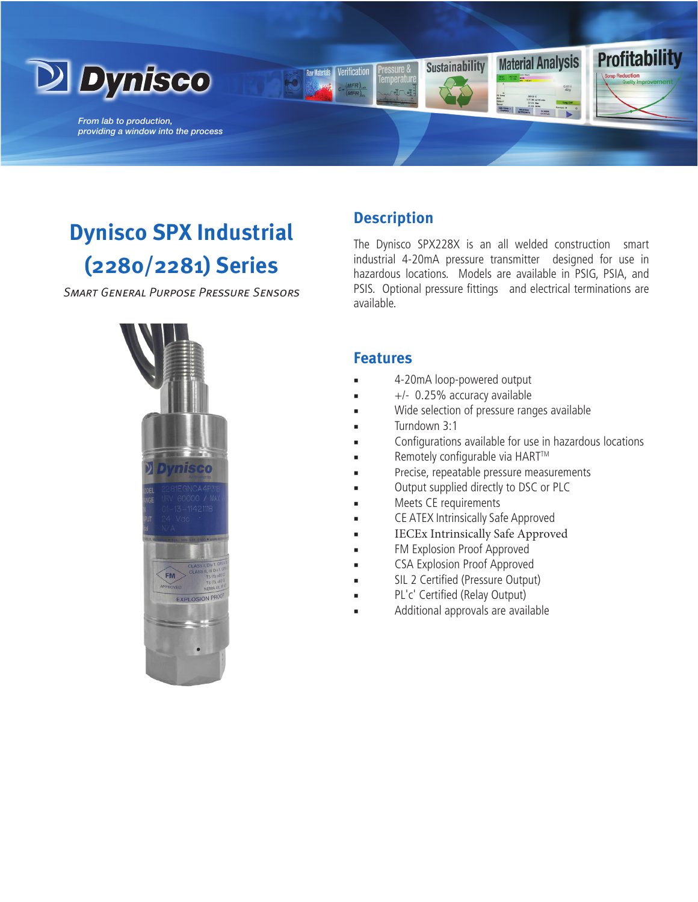Dynisco

*From lab to production, providing a window into the process*

# Dynisco SPX Industrial (2280/2281) Series

*Smart General Purpose Pressure Sensors*

## Description

The Dynisco SPX228X is an all welded construction smart industrial 4-20mA pressure transmitter designed for use in hazardous locations. Models are available in PSIG, PSIA, and PSIS. Optional pressure fittings and electrical terminations are available.

## Features

- 4-20mA loop-powered output
- +/- 0.25% accuracy available
- Wide selection of pressure ranges available
- Turndown 3:1
- Configurations available for use in hazardous locations
- Remotely configurable via HART™
- Precise, repeatable pressure measurements
- Output supplied directly to DSC or PLC
- Meets CE requirements
- CE ATEX Intrinsically Safe Approved
- IECEx Intrinsically Safe Approved
- FM Explosion Proof Approved
- CSA Explosion Proof Approved
- SIL 2 Certified (Pressure Output)
- PL'c' Certified (Relay Output)
- Additional approvals are available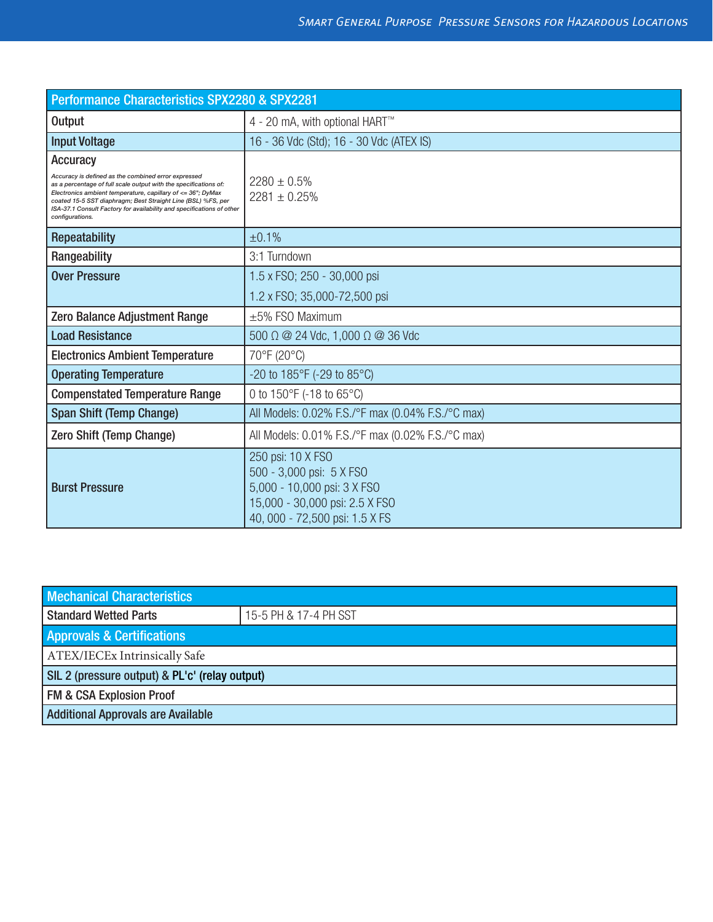| Performance Characteristics SPX2280 & SPX2281 | |
|---|---|
| Output | 4 - 20 mA, with optional HART™ |
| Input Voltage | 16 - 36 Vdc (Std); 16 - 30 Vdc (ATEX IS) |
| **Accuracy**<br>*Accuracy is defined as the combined error expressed as a percentage of full scale output with the specifications of: Electronics ambient temperature, capillary of <= 36"; DyMax coated 15-5 SST diaphragm; Best Straight Line (BSL) %FS, per ISA-37.1 Consult Factory for availability and specifications of other configurations.* | 2280 ± 0.5%<br>2281 ± 0.25% |
| Repeatability | ±0.1% |
| Rangeability | 3:1 Turndown |
| Over Pressure | 1.5 x FSO; 250 - 30,000 psi<br>1.2 x FSO; 35,000-72,500 psi |
| Zero Balance Adjustment Range | ±5% FSO Maximum |
| Load Resistance | 500 Ω @ 24 Vdc, 1,000 Ω @ 36 Vdc |
| Electronics Ambient Temperature | 70°F (20°C) |
| Operating Temperature | -20 to 185°F (-29 to 85°C) |
| Compenstated Temperature Range | 0 to 150°F (-18 to 65°C) |
| Span Shift (Temp Change) | All Models: 0.02% F.S./°F max (0.04% F.S./°C max) |
| Zero Shift (Temp Change) | All Models: 0.01% F.S./°F max (0.02% F.S./°C max) |
| Burst Pressure | 250 psi: 10 X FSO<br>500 - 3,000 psi: 5 X FSO<br>5,000 - 10,000 psi: 3 X FSO<br>15,000 - 30,000 psi: 2.5 X FSO<br>40, 000 - 72,500 psi: 1.5 X FS |

| Mechanical Characteristics | |
|---|---|
| Standard Wetted Parts | 15-5 PH & 17-4 PH SST |
| **Approvals & Certifications** | |
| ATEX/IECEx Intrinsically Safe | |
| SIL 2 (pressure output) & PL'c' (relay output) | |
| FM & CSA Explosion Proof | |
| Additional Approvals are Available | |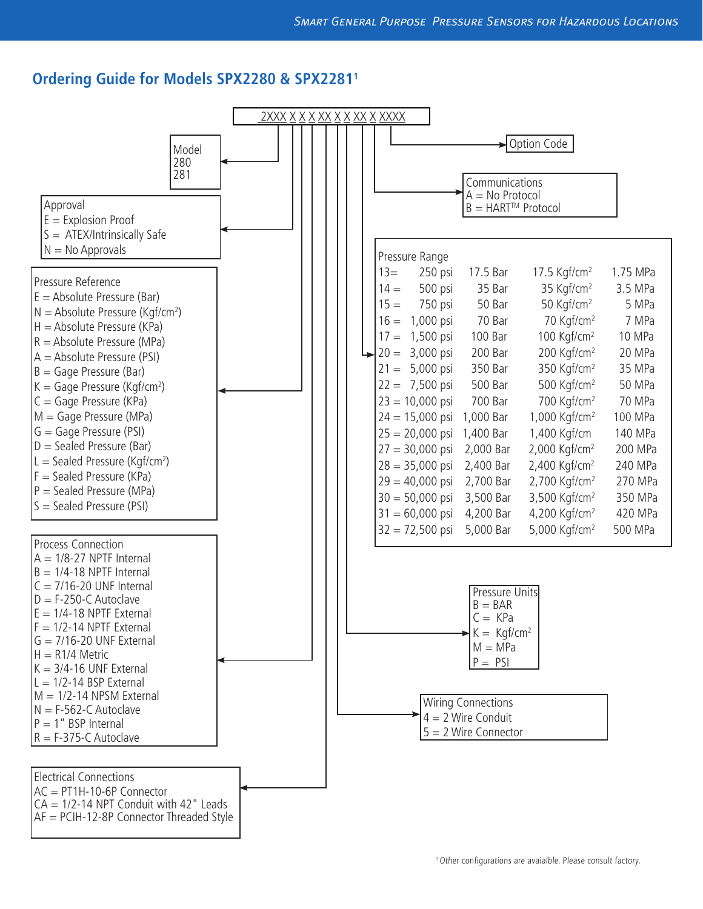## Ordering Guide for Models SPX2280 & SPX2281[1]

**2XXX X X X XX X X XX X XXXX**

**Model**
- 280
- 281

**Approval**
- E = Explosion Proof
- S = ATEX/Intrinsically Safe
- N = No Approvals

**Pressure Reference**
- E = Absolute Pressure (Bar)
- N = Absolute Pressure (Kgf/cm²)
- H = Absolute Pressure (KPa)
- R = Absolute Pressure (MPa)
- A = Absolute Pressure (PSI)
- B = Gage Pressure (Bar)
- K = Gage Pressure (Kgf/cm²)
- C = Gage Pressure (KPa)
- M = Gage Pressure (MPa)
- G = Gage Pressure (PSI)
- D = Sealed Pressure (Bar)
- L = Sealed Pressure (Kgf/cm²)
- F = Sealed Pressure (KPa)
- P = Sealed Pressure (MPa)
- S = Sealed Pressure (PSI)

**Process Connection**
- A = 1/8-27 NPTF Internal
- B = 1/4-18 NPTF Internal
- C = 7/16-20 UNF Internal
- D = F-250-C Autoclave
- E = 1/4-18 NPTF External
- F = 1/2-14 NPTF External
- G = 7/16-20 UNF External
- H = R1/4 Metric
- K = 3/4-16 UNF External
- L = 1/2-14 BSP External
- M = 1/2-14 NPSM External
- N = F-562-C Autoclave
- P = 1" BSP Internal
- R = F-375-C Autoclave

**Electrical Connections**
- AC = PT1H-10-6P Connector
- CA = 1/2-14 NPT Conduit with 42" Leads
- AF = PCIH-12-8P Connector Threaded Style

**Pressure Range**

| Code | psi | Bar | Kgf/cm² | MPa |
|---|---|---|---|---|
| 13 = | 250 psi | 17.5 Bar | 17.5 Kgf/cm² | 1.75 MPa |
| 14 = | 500 psi | 35 Bar | 35 Kgf/cm² | 3.5 MPa |
| 15 = | 750 psi | 50 Bar | 50 Kgf/cm² | 5 MPa |
| 16 = | 1,000 psi | 70 Bar | 70 Kgf/cm² | 7 MPa |
| 17 = | 1,500 psi | 100 Bar | 100 Kgf/cm² | 10 MPa |
| 20 = | 3,000 psi | 200 Bar | 200 Kgf/cm² | 20 MPa |
| 21 = | 5,000 psi | 350 Bar | 350 Kgf/cm² | 35 MPa |
| 22 = | 7,500 psi | 500 Bar | 500 Kgf/cm² | 50 MPa |
| 23 = | 10,000 psi | 700 Bar | 700 Kgf/cm² | 70 MPa |
| 24 = | 15,000 psi | 1,000 Bar | 1,000 Kgf/cm² | 100 MPa |
| 25 = | 20,000 psi | 1,400 Bar | 1,400 Kgf/cm | 140 MPa |
| 27 = | 30,000 psi | 2,000 Bar | 2,000 Kgf/cm² | 200 MPa |
| 28 = | 35,000 psi | 2,400 Bar | 2,400 Kgf/cm² | 240 MPa |
| 29 = | 40,000 psi | 2,700 Bar | 2,700 Kgf/cm² | 270 MPa |
| 30 = | 50,000 psi | 3,500 Bar | 3,500 Kgf/cm² | 350 MPa |
| 31 = | 60,000 psi | 4,200 Bar | 4,200 Kgf/cm² | 420 MPa |
| 32 = | 72,500 psi | 5,000 Bar | 5,000 Kgf/cm² | 500 MPa |

**Pressure Units**
- B = BAR
- C = KPa
- K = Kgf/cm²
- M = MPa
- P = PSI

**Wiring Connections**
- 4 = 2 Wire Conduit
- 5 = 2 Wire Connector

**Communications**
- A = No Protocol
- B = HART™ Protocol

**Option Code**

[1] Other configurations are avaialble. Please consult factory.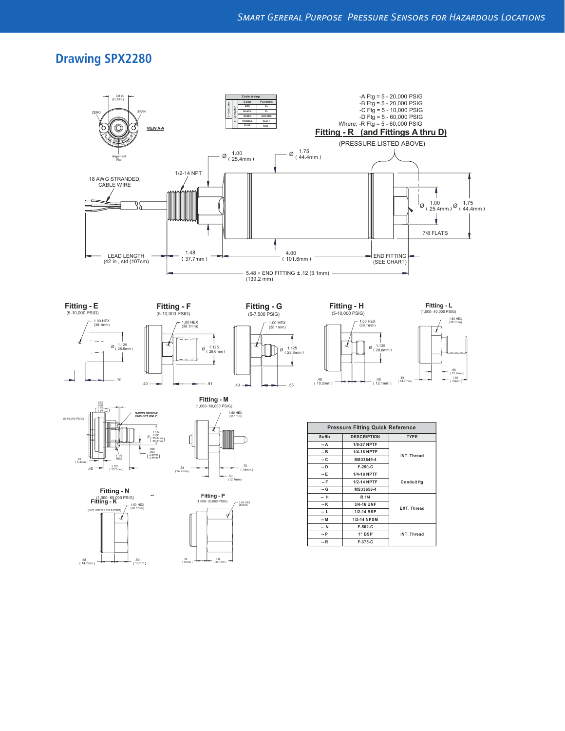## Drawing SPX2280

| Cable Wiring | | |
|---|---|---|
| | Color | Function |
| 3 - Conductor | RED | E+ |
| | BLACK | E- |
| | GREEN | GROUND |
| 5 - Conductor | ORANGE | Rcal + |
| | BLUE | Rcal – |

7/8 in. (FLATS)

ZERO

SPAN

VIEW A-A

Alignment Flat

-A Ftg = 5 - 20,000 PSIG
-B Ftg = 5 - 20,000 PSIG
-C Ftg = 5 - 10,000 PSIG
-D Ftg = 5 - 60,000 PSIG
Where; -R Ftg = 5 - 60,000 PSIG

**Fitting - R (and Fittings A thru D)**

(PRESSURE LISTED ABOVE)

Ø 1.00 ( 25.4mm )

Ø 1.75 ( 44.4mm )

1/2-14 NPT

18 AWG STRANDED, CABLE WIRE

Ø 1.00 ( 25.4mm ) Ø 1.75 ( 44.4mm )

7/8 FLATS

LEAD LENGTH (42 in., std (107cm)

1.48 ( 37.7mm )

4.00 ( 101.6mm )

END FITTING (SEE CHART)

5.48 + END FITTING ±.12 (3.1mm) (139.2 mm)

**Fitting - E** (5-10,000 PSIG)
1.00 HEX (38.1mm)
Ø 1.125 ( 28.6mm )
.70

**Fitting - F** (5-10,000 PSIG)
1.00 HEX (38.1mm)
Ø 1.125 ( 28.6mm )
.40 .91

**Fitting - G** (5-7,500 PSIG)
1.00 HEX (38.1mm)
Ø 1.125 ( 28.6mm )
.40 .55

**Fitting - H** (5-10,000 PSIG)
1.00 HEX (38.1mm)
Ø 1.125 ( 28.6mm )
.40 ( 10.2mm ) .48 ( 12.1mm )

**Fitting - L** (1,000- 40,000 PSIG)
1.50 HEX (38.1mm)
.58 ( 14.7mm ) .50 ( 12.7mm ) 1.18 ( 30mm )

(5-10,000 PSIG)
.052 .050 ( 1.32mm ) ( 1.27mm )
O-RING GROOVE K265 OPT.ONLY
Ø 1.014 1.004 ( 25.8mm ) ( 25.5mm )
.098 .093 ( 2.5mm ) ( 2.4mm )
1-1/8 HEX
.25 ( 6.4mm ) .40 1.325 ( 33.7mm )

**Fitting - M** (1,000- 60,000 PSIG)
1.50 HEX (38.1mm)
.58 (14.7mm) .75 ( 19mm ) .50 (12.7mm)

**Fitting - N** (1,000- 60,000 PSIG)
**Fitting - K**
1.50 HEX (38.1mm)
(INCLUDES PSIS & PSIG)
.58 ( 14.7mm ) .59 ( 15mm )

**Fitting - P** (1,000- 30,000 PSIG)
2.05 HEX (52mm)
.55 ( 14mm ) 1.38 ( 35.1mm )

| Pressure Fitting Quick Reference | | |
|---|---|---|
| Suffix | DESCRIPTION | TYPE |
| -- A | 1/8-27 NPTF | INT. Thread |
| -- B | 1/4-18 NPTF | |
| -- C | MS33649-4 | |
| -- D | F-250-C | |
| -- E | 1/4-18 NPTF | Conduit ftg |
| -- F | 1/2-14 NPTF | |
| -- G | MS33656-4 | |
| -- H | R 1/4 | EXT. Thread |
| -- K | 3/4-16 UNF | |
| -- L | 1/2-14 BSP | |
| -- M | 1/2-14 NPSM | |
| -- N | F-562-C | INT. Thread |
| -- P | 1" BSP | |
| -- R | F-375-C | |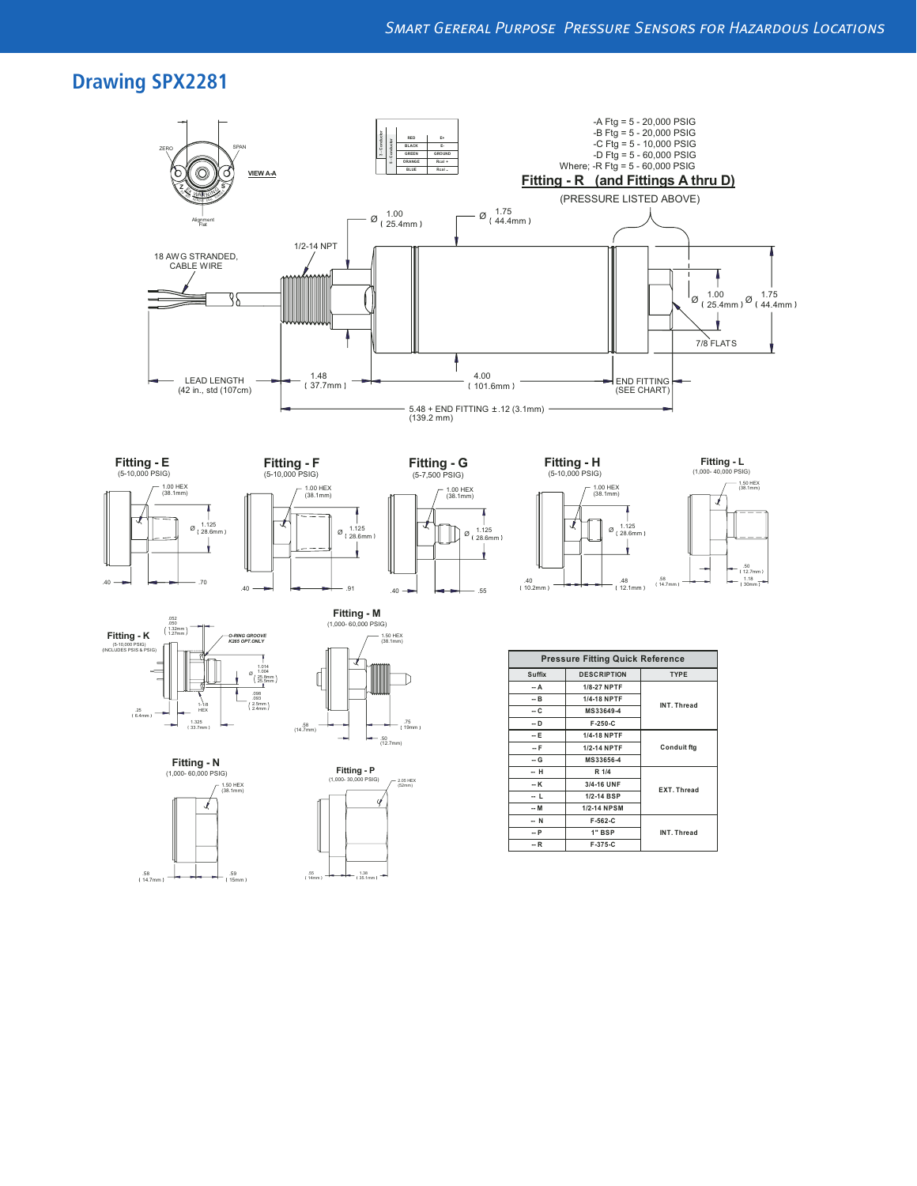## Drawing SPX2281

| | |
|---|---|
| RED | E+ |
| BLACK | E- |
| GREEN | GROUND |
| ORANGE | Rcal + |
| BLUE | Rcal - |

ZERO SPAN VIEW A-A Alignment Flat

-A Ftg = 5 - 20,000 PSIG
-B Ftg = 5 - 20,000 PSIG
-C Ftg = 5 - 10,000 PSIG
-D Ftg = 5 - 60,000 PSIG
Where; -R Ftg = 5 - 60,000 PSIG

**Fitting - R (and Fittings A thru D)**

(PRESSURE LISTED ABOVE)

Ø 1.00 ( 25.4mm ) Ø 1.75 ( 44.4mm )

18 AWG STRANDED, CABLE WIRE

1/2-14 NPT

Ø 1.00 ( 25.4mm ) Ø 1.75 ( 44.4mm )

7/8 FLATS

LEAD LENGTH (42 in., std (107cm)

1.48 ( 37.7mm ) 4.00 ( 101.6mm )

END FITTING (SEE CHART)

5.48 + END FITTING ±.12 (3.1mm) (139.2 mm)

**Fitting - E** (5-10,000 PSIG) 1.00 HEX (38.1mm) Ø 1.125 ( 28.6mm ) .40 .70

**Fitting - F** (5-10,000 PSIG) 1.00 HEX (38.1mm) Ø 1.125 ( 28.6mm ) .40 .91

**Fitting - G** (5-7,500 PSIG) 1.00 HEX (38.1mm) Ø 1.125 ( 28.6mm ) .40 .55

**Fitting - H** (5-10,000 PSIG) 1.00 HEX (38.1mm) Ø 1.125 ( 28.6mm ) .40 ( 10.2mm ) .48 ( 12.1mm )

**Fitting - L** (1,000- 40,000 PSIG) 1.50 HEX (38.1mm) .58 ( 14.7mm ) .50 ( 12.7mm ) 1.18 ( 30mm )

**Fitting - K** (5-10,000 PSIG) (INCLUDES PSIS & PSIG) .052 .050 ( 1.32mm ) ( 1.27mm ) O-RING GROOVE K265 OPT.ONLY Ø 1.014 1.004 ( 25.8mm ) ( 25.5mm ) .098 .093 ( 2.5mm ) ( 2.4mm ) 1-1/8 HEX .25 ( 6.4mm ) 1.325 ( 33.7mm )

**Fitting - M** (1,000- 60,000 PSIG) 1.50 HEX (38.1mm) .58 (14.7mm) .75 ( 19mm ) .50 (12.7mm)

**Fitting - N** (1,000- 60,000 PSIG) 1.50 HEX (38.1mm) .58 ( 14.7mm ) .59 ( 15mm )

**Fitting - P** (1,000- 30,000 PSIG) 2.05 HEX (52mm) .55 ( 14mm ) 1.38 ( 35.1mm )

**Pressure Fitting Quick Reference**

| Suffix | DESCRIPTION | TYPE |
|---|---|---|
| -- A | 1/8-27 NPTF | INT. Thread |
| -- B | 1/4-18 NPTF | |
| -- C | MS33649-4 | |
| -- D | F-250-C | |
| -- E | 1/4-18 NPTF | Conduit ftg |
| -- F | 1/2-14 NPTF | |
| -- G | MS33656-4 | |
| -- H | R 1/4 | EXT. Thread |
| -- K | 3/4-16 UNF | |
| -- L | 1/2-14 BSP | |
| -- M | 1/2-14 NPSM | |
| -- N | F-562-C | INT. Thread |
| -- P | 1" BSP | |
| -- R | F-375-C | |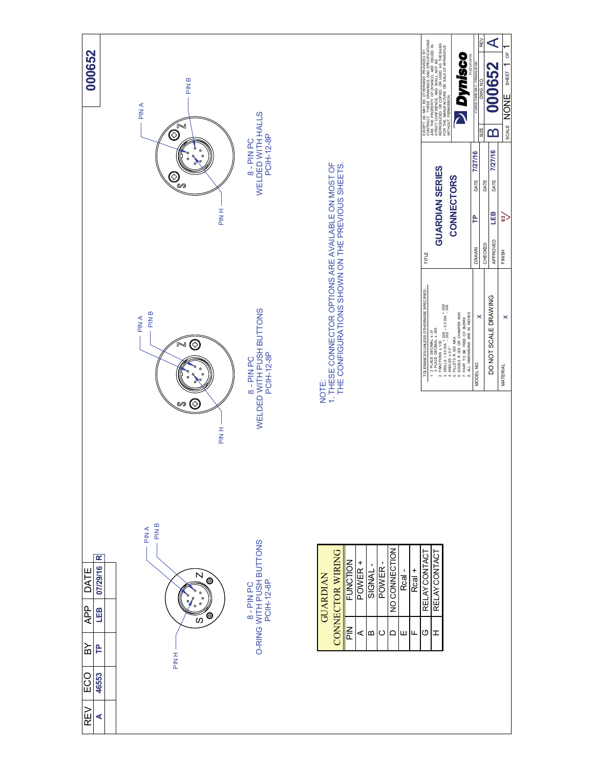| REV | ECO | BY | APP | DATE | R |
|---|---|---|---|---|---|
| A | 46553 | TP | LEB | 07/29/16 | |

**000652**

PIN A
PIN B
PIN H

8 - PIN PC
O-RING WITH PUSH BUTTONS
PCIH-12-8P

PIN A
PIN B
PIN H

8 - PIN PC
WELDED WITH PUSH BUTTONS
PCIH-12-8P

PIN A
PIN B
PIN H

8 - PIN PC
WELDED WITH HALLS
PCIH-12-8P

| GUARDIAN CONNECTOR WIRING | |
|---|---|
| PIN | FUNCTION |
| A | POWER + |
| B | SIGNAL - |
| C | POWER - |
| D | NO CONNECTION |
| E | Rcal - |
| F | Rcal + |
| G | RELAY CONTACT |
| H | RELAY CONTACT |

NOTE:
1. THESE CONNECTOR OPTIONS ARE AVAILABLE ON MOST OF THE CONFIGURATIONS SHOWN ON THE PREVIOUS SHEETS.

TOLERANCES UNLESS OTHERWISE SPECIFIED:
1. 2 PLACE DECIMAL ± .01
   3 PLACE DECIMAL ± .005
2. FRACTIONS ± 1/32
3. DRILLS < 0.5 DIA + .005 - .002 > 0.5 DIA + .008 - .003
4. ANGLES ± 0.5°
5. FILLETS R .005 MAX
6. EDGES R .005 OR CHAMFER MAX
7. PART TO BE FREE OF BURRS
8. ALL DIMENSIONS ARE IN INCHES.

| MODEL NO. | X |
|---|---|
| DO NOT SCALE DRAWING | |
| MATERIAL | X |

TITLE: **GUARDIAN SERIES CONNECTORS**

| | | DATE | |
|---|---|---|---|
| DRAWN | TP | DATE | 7/27/16 |
| CHECKED | | DATE | |
| APPROVED | LEB | DATE | 7/27/16 |
| FINISH | 63 | | |

EXCEPT AS MAY BE OTHERWISE PROVIDED BY CONTRACT, THESE DRAWINGS AND SPECIFICATIONS ARE THE PROPERTY OF DYNISCO, ARE ISSUED IN STRICT CONFIDENCE AND SHALL NOT BE REPRODUCED, OR COPIED, OR USED AS THE BASIS FOR THE MANUFACTURE OR SALE OF APPARATUS WITHOUT PERMISSION.

**Dynisco** Instruments
FORGE PARKWAY, FRANKLIN MA

| SIZE | DWG. NO. | REV |
|---|---|---|
| B | 000652 | A |

SCALE NONE SHEET 1 OF 1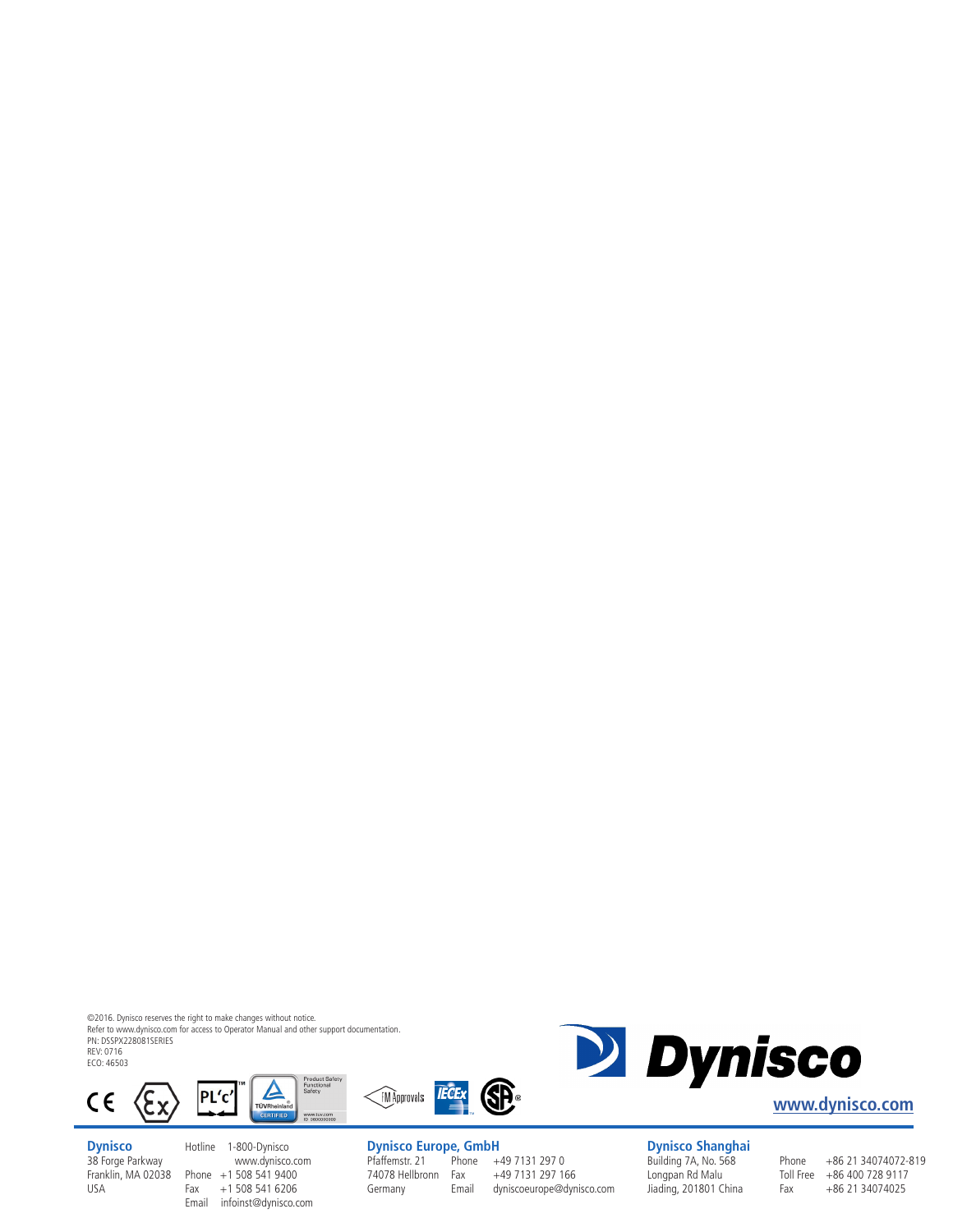©2016. Dynisco reserves the right to make changes without notice.
Refer to www.dynisco.com for access to Operator Manual and other support documentation.
PN: DSSPX228081SERIES
REV: 0716
ECO: 46503

Product Safety
Functional
Safety

www.tuv.com
ID 0600000000

FM Approvals

Dynisco

www.dynisco.com

**Dynisco**
38 Forge Parkway
Franklin, MA 02038
USA

Hotline 1-800-Dynisco
www.dynisco.com
Phone +1 508 541 9400
Fax +1 508 541 6206
Email infoinst@dynisco.com

**Dynisco Europe, GmbH**
Pfaffemstr. 21
74078 Hellbronn
Germany

Phone +49 7131 297 0
Fax +49 7131 297 166
Email dyniscoeurope@dynisco.com

**Dynisco Shanghai**
Building 7A, No. 568
Longpan Rd Malu
Jiading, 201801 China

Phone +86 21 34074072-819
Toll Free +86 400 728 9117
Fax +86 21 34074025